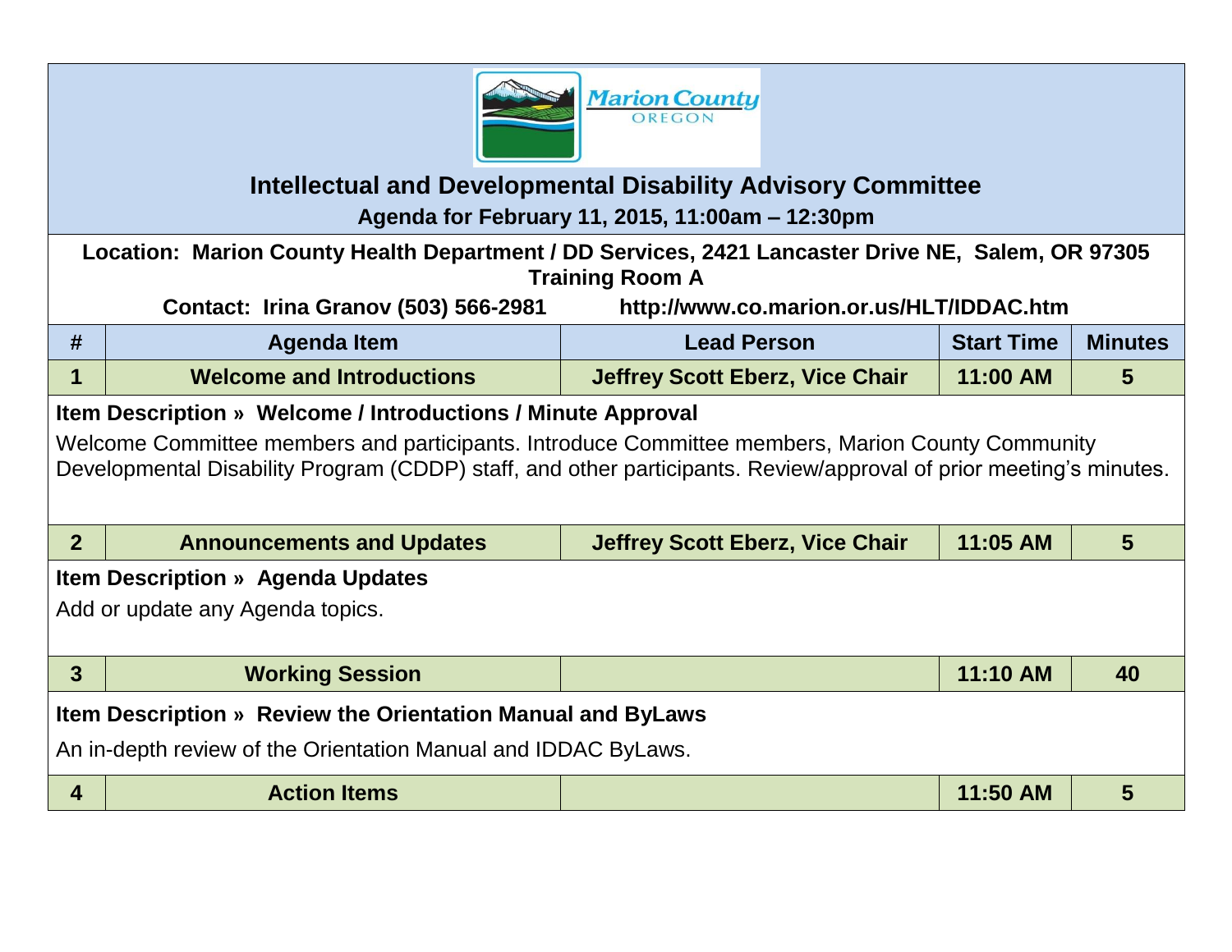# Intellectual and Developmental Disability Advisory Committee

**Agenda for February 11, 2015, 11:00am – 12:30pm**

**Location: Marion County Health Department / DD Services, 2421 Lancaster Drive NE, Salem, OR 97305**
**Training Room A**

**Contact: Irina Granov (503) 566-2981** **http://www.co.marion.or.us/HLT/IDDAC.htm**

| # | Agenda Item | Lead Person | Start Time | Minutes |
|---|---|---|---|---|
| 1 | Welcome and Introductions | Jeffrey Scott Eberz, Vice Chair | 11:00 AM | 5 |

**Item Description » Welcome / Introductions / Minute Approval**

Welcome Committee members and participants. Introduce Committee members, Marion County Community Developmental Disability Program (CDDP) staff, and other participants. Review/approval of prior meeting's minutes.

| # | Agenda Item | Lead Person | Start Time | Minutes |
|---|---|---|---|---|
| 2 | Announcements and Updates | Jeffrey Scott Eberz, Vice Chair | 11:05 AM | 5 |

**Item Description » Agenda Updates**

Add or update any Agenda topics.

| # | Agenda Item | Lead Person | Start Time | Minutes |
|---|---|---|---|---|
| 3 | Working Session | | 11:10 AM | 40 |

**Item Description » Review the Orientation Manual and ByLaws**

An in-depth review of the Orientation Manual and IDDAC ByLaws.

| # | Agenda Item | Lead Person | Start Time | Minutes |
|---|---|---|---|---|
| 4 | Action Items | | 11:50 AM | 5 |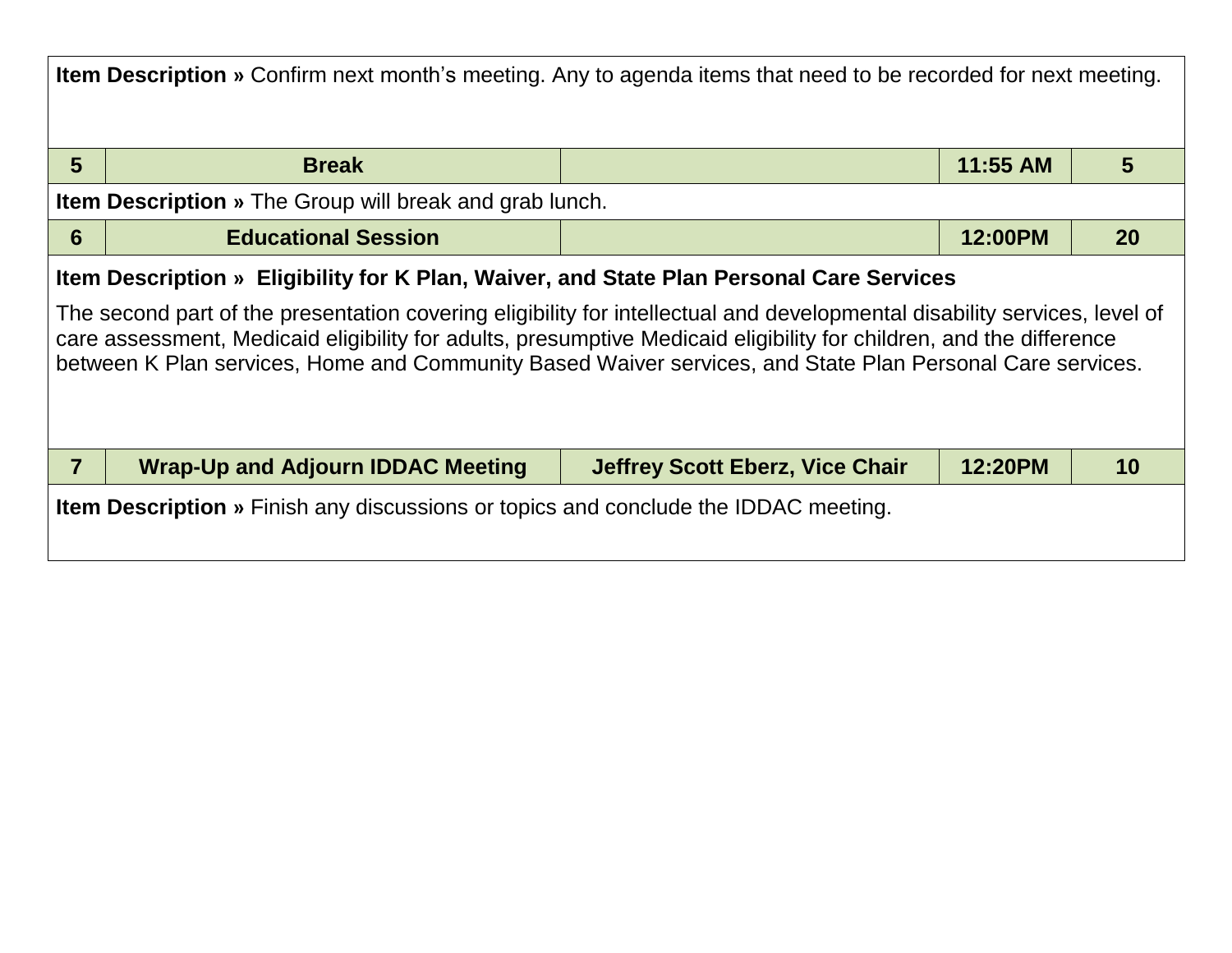| | | | | |
|---|---|---|---|---|
| **Item Description »** Confirm next month's meeting. Any to agenda items that need to be recorded for next meeting. | | | | |
| **5** | **Break** | | **11:55 AM** | **5** |
| **Item Description »** The Group will break and grab lunch. | | | | |
| **6** | **Educational Session** | | **12:00PM** | **20** |
| **Item Description » Eligibility for K Plan, Waiver, and State Plan Personal Care Services**<br><br>The second part of the presentation covering eligibility for intellectual and developmental disability services, level of care assessment, Medicaid eligibility for adults, presumptive Medicaid eligibility for children, and the difference between K Plan services, Home and Community Based Waiver services, and State Plan Personal Care services. | | | | |
| **7** | **Wrap-Up and Adjourn IDDAC Meeting** | **Jeffrey Scott Eberz, Vice Chair** | **12:20PM** | **10** |
| **Item Description »** Finish any discussions or topics and conclude the IDDAC meeting. | | | | |